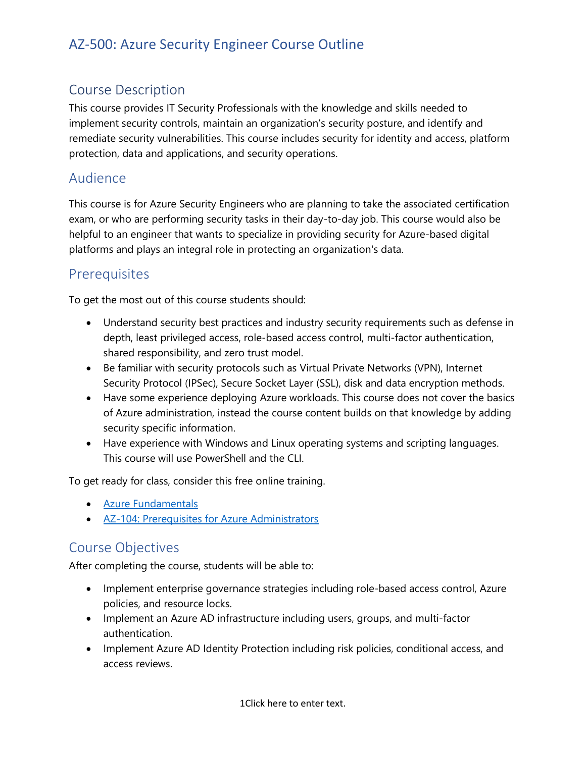# AZ-500: Azure Security Engineer Course Outline

## Course Description

This course provides IT Security Professionals with the knowledge and skills needed to implement security controls, maintain an organization's security posture, and identify and remediate security vulnerabilities. This course includes security for identity and access, platform protection, data and applications, and security operations.

## Audience

This course is for Azure Security Engineers who are planning to take the associated certification exam, or who are performing security tasks in their day-to-day job. This course would also be helpful to an engineer that wants to specialize in providing security for Azure-based digital platforms and plays an integral role in protecting an organization's data.

## Prerequisites

To get the most out of this course students should:

- Understand security best practices and industry security requirements such as defense in depth, least privileged access, role-based access control, multi-factor authentication, shared responsibility, and zero trust model.
- Be familiar with security protocols such as Virtual Private Networks (VPN), Internet Security Protocol (IPSec), Secure Socket Layer (SSL), disk and data encryption methods.
- Have some experience deploying Azure workloads. This course does not cover the basics of Azure administration, instead the course content builds on that knowledge by adding security specific information.
- Have experience with Windows and Linux operating systems and scripting languages. This course will use PowerShell and the CLI.

To get ready for class, consider this free online training.

- Azure Fundamentals
- AZ-104: Prerequisites for Azure Administrators

## Course Objectives

After completing the course, students will be able to:

- Implement enterprise governance strategies including role-based access control, Azure policies, and resource locks.
- Implement an Azure AD infrastructure including users, groups, and multi-factor authentication.
- Implement Azure AD Identity Protection including risk policies, conditional access, and access reviews.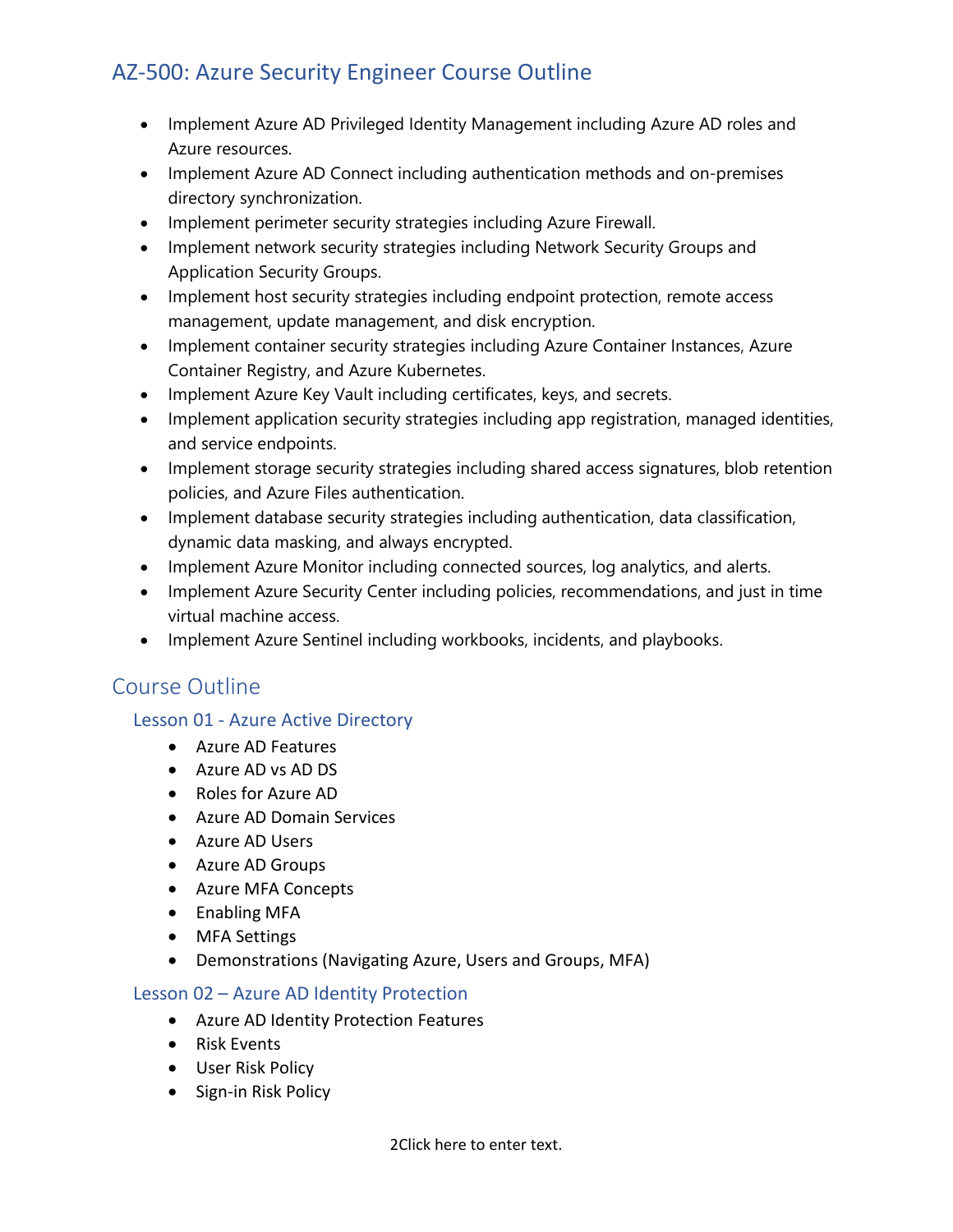## AZ-500: Azure Security Engineer Course Outline

- Implement Azure AD Privileged Identity Management including Azure AD roles and Azure resources.
- Implement Azure AD Connect including authentication methods and on-premises directory synchronization.
- Implement perimeter security strategies including Azure Firewall.
- Implement network security strategies including Network Security Groups and Application Security Groups.
- Implement host security strategies including endpoint protection, remote access management, update management, and disk encryption.
- Implement container security strategies including Azure Container Instances, Azure Container Registry, and Azure Kubernetes.
- Implement Azure Key Vault including certificates, keys, and secrets.
- Implement application security strategies including app registration, managed identities, and service endpoints.
- Implement storage security strategies including shared access signatures, blob retention policies, and Azure Files authentication.
- Implement database security strategies including authentication, data classification, dynamic data masking, and always encrypted.
- Implement Azure Monitor including connected sources, log analytics, and alerts.
- Implement Azure Security Center including policies, recommendations, and just in time virtual machine access.
- Implement Azure Sentinel including workbooks, incidents, and playbooks.

## Course Outline

### Lesson 01 - Azure Active Directory

- Azure AD Features
- Azure AD vs AD DS
- Roles for Azure AD
- Azure AD Domain Services
- Azure AD Users
- Azure AD Groups
- Azure MFA Concepts
- Enabling MFA
- MFA Settings
- Demonstrations (Navigating Azure, Users and Groups, MFA)

### Lesson 02 – Azure AD Identity Protection

- Azure AD Identity Protection Features
- Risk Events
- User Risk Policy
- Sign-in Risk Policy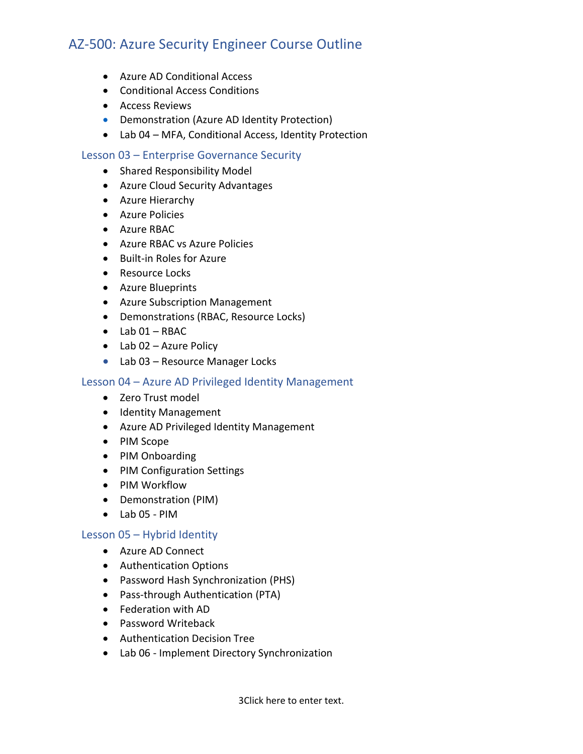# AZ-500: Azure Security Engineer Course Outline

- Azure AD Conditional Access
- Conditional Access Conditions
- Access Reviews
- Demonstration (Azure AD Identity Protection)
- Lab 04 – MFA, Conditional Access, Identity Protection

## Lesson 03 – Enterprise Governance Security

- Shared Responsibility Model
- Azure Cloud Security Advantages
- Azure Hierarchy
- Azure Policies
- Azure RBAC
- Azure RBAC vs Azure Policies
- Built-in Roles for Azure
- Resource Locks
- Azure Blueprints
- Azure Subscription Management
- Demonstrations (RBAC, Resource Locks)
- Lab 01 – RBAC
- Lab 02 – Azure Policy
- Lab 03 – Resource Manager Locks

## Lesson 04 – Azure AD Privileged Identity Management

- Zero Trust model
- Identity Management
- Azure AD Privileged Identity Management
- PIM Scope
- PIM Onboarding
- PIM Configuration Settings
- PIM Workflow
- Demonstration (PIM)
- Lab 05 - PIM

## Lesson 05 – Hybrid Identity

- Azure AD Connect
- Authentication Options
- Password Hash Synchronization (PHS)
- Pass-through Authentication (PTA)
- Federation with AD
- Password Writeback
- Authentication Decision Tree
- Lab 06 - Implement Directory Synchronization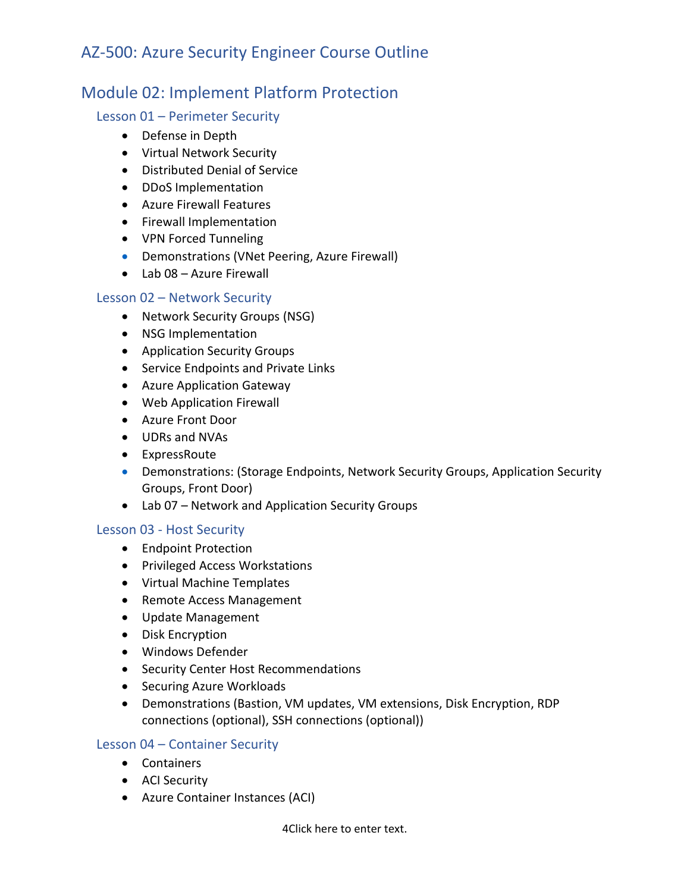# AZ-500: Azure Security Engineer Course Outline

## Module 02: Implement Platform Protection

### Lesson 01 – Perimeter Security

- Defense in Depth
- Virtual Network Security
- Distributed Denial of Service
- DDoS Implementation
- Azure Firewall Features
- Firewall Implementation
- VPN Forced Tunneling
- Demonstrations (VNet Peering, Azure Firewall)
- Lab 08 – Azure Firewall

### Lesson 02 – Network Security

- Network Security Groups (NSG)
- NSG Implementation
- Application Security Groups
- Service Endpoints and Private Links
- Azure Application Gateway
- Web Application Firewall
- Azure Front Door
- UDRs and NVAs
- ExpressRoute
- Demonstrations: (Storage Endpoints, Network Security Groups, Application Security Groups, Front Door)
- Lab 07 – Network and Application Security Groups

### Lesson 03 - Host Security

- Endpoint Protection
- Privileged Access Workstations
- Virtual Machine Templates
- Remote Access Management
- Update Management
- Disk Encryption
- Windows Defender
- Security Center Host Recommendations
- Securing Azure Workloads
- Demonstrations (Bastion, VM updates, VM extensions, Disk Encryption, RDP connections (optional), SSH connections (optional))

### Lesson 04 – Container Security

- Containers
- ACI Security
- Azure Container Instances (ACI)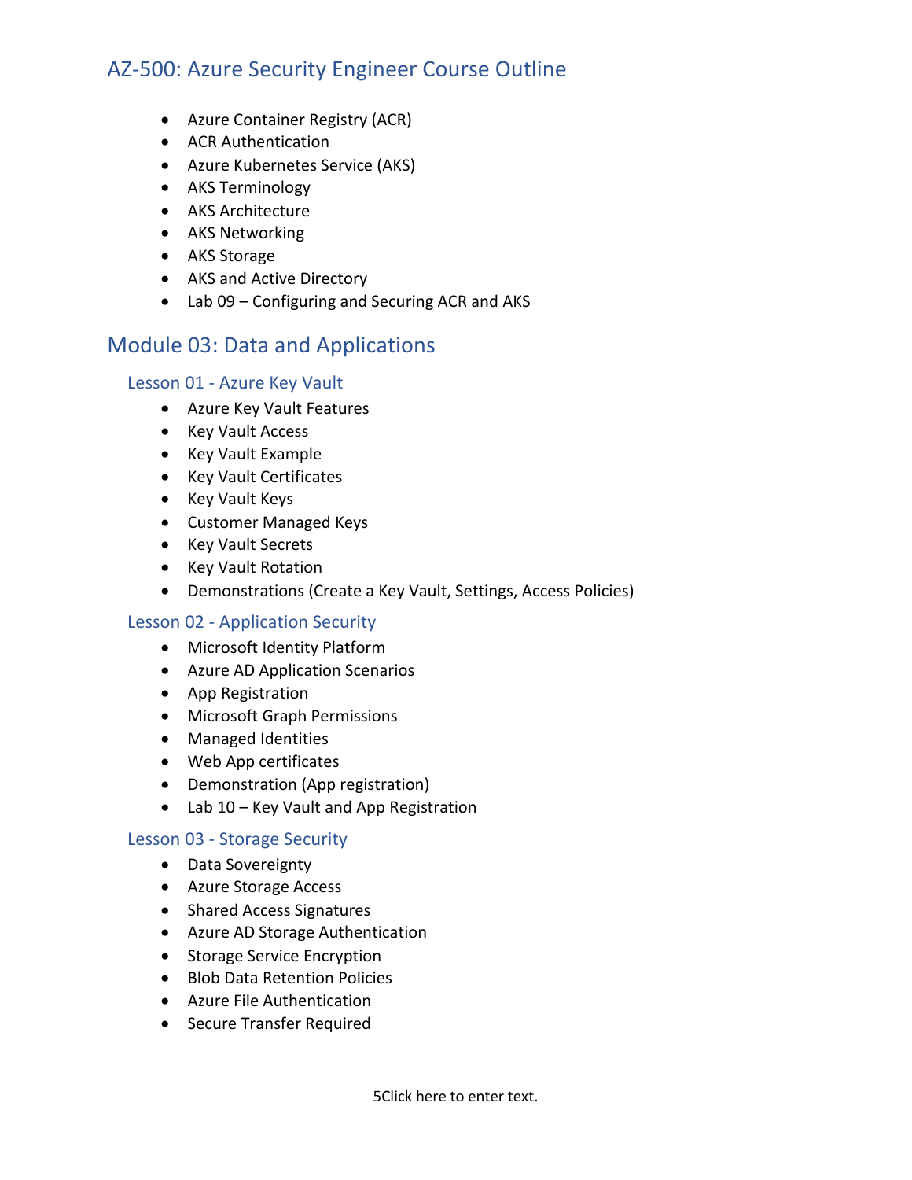# AZ-500: Azure Security Engineer Course Outline

- Azure Container Registry (ACR)
- ACR Authentication
- Azure Kubernetes Service (AKS)
- AKS Terminology
- AKS Architecture
- AKS Networking
- AKS Storage
- AKS and Active Directory
- Lab 09 – Configuring and Securing ACR and AKS

## Module 03: Data and Applications

### Lesson 01 - Azure Key Vault

- Azure Key Vault Features
- Key Vault Access
- Key Vault Example
- Key Vault Certificates
- Key Vault Keys
- Customer Managed Keys
- Key Vault Secrets
- Key Vault Rotation
- Demonstrations (Create a Key Vault, Settings, Access Policies)

### Lesson 02 - Application Security

- Microsoft Identity Platform
- Azure AD Application Scenarios
- App Registration
- Microsoft Graph Permissions
- Managed Identities
- Web App certificates
- Demonstration (App registration)
- Lab 10 – Key Vault and App Registration

### Lesson 03 - Storage Security

- Data Sovereignty
- Azure Storage Access
- Shared Access Signatures
- Azure AD Storage Authentication
- Storage Service Encryption
- Blob Data Retention Policies
- Azure File Authentication
- Secure Transfer Required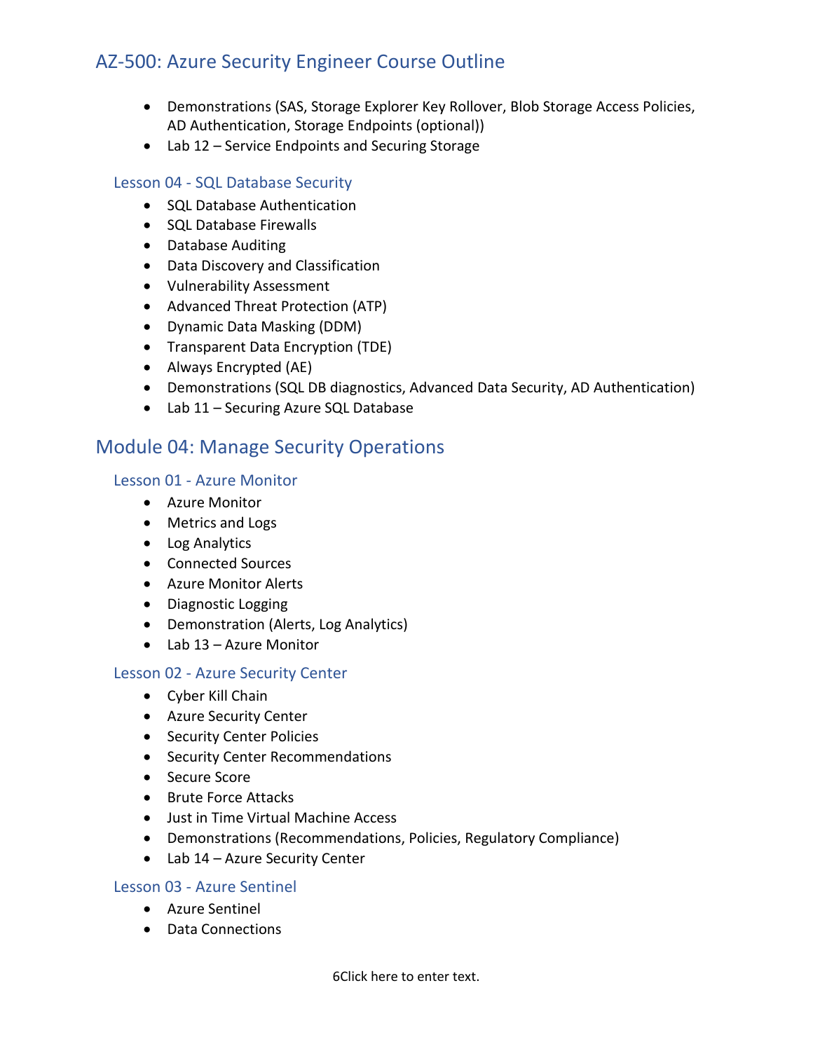- Demonstrations (SAS, Storage Explorer Key Rollover, Blob Storage Access Policies, AD Authentication, Storage Endpoints (optional))
- Lab 12 – Service Endpoints and Securing Storage

### Lesson 04 - SQL Database Security

- SQL Database Authentication
- SQL Database Firewalls
- Database Auditing
- Data Discovery and Classification
- Vulnerability Assessment
- Advanced Threat Protection (ATP)
- Dynamic Data Masking (DDM)
- Transparent Data Encryption (TDE)
- Always Encrypted (AE)
- Demonstrations (SQL DB diagnostics, Advanced Data Security, AD Authentication)
- Lab 11 – Securing Azure SQL Database

## Module 04: Manage Security Operations

### Lesson 01 - Azure Monitor

- Azure Monitor
- Metrics and Logs
- Log Analytics
- Connected Sources
- Azure Monitor Alerts
- Diagnostic Logging
- Demonstration (Alerts, Log Analytics)
- Lab 13 – Azure Monitor

### Lesson 02 - Azure Security Center

- Cyber Kill Chain
- Azure Security Center
- Security Center Policies
- Security Center Recommendations
- Secure Score
- Brute Force Attacks
- Just in Time Virtual Machine Access
- Demonstrations (Recommendations, Policies, Regulatory Compliance)
- Lab 14 – Azure Security Center

### Lesson 03 - Azure Sentinel

- Azure Sentinel
- Data Connections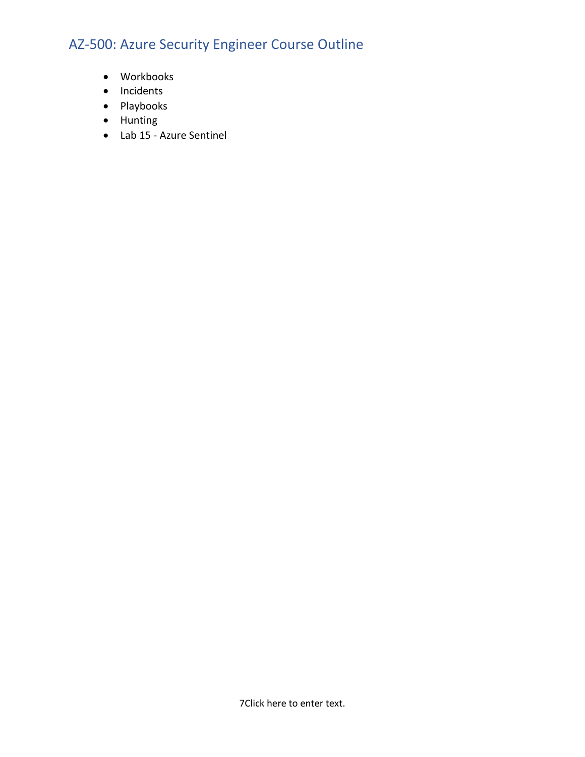- Workbooks
- Incidents
- Playbooks
- Hunting
- Lab 15 - Azure Sentinel